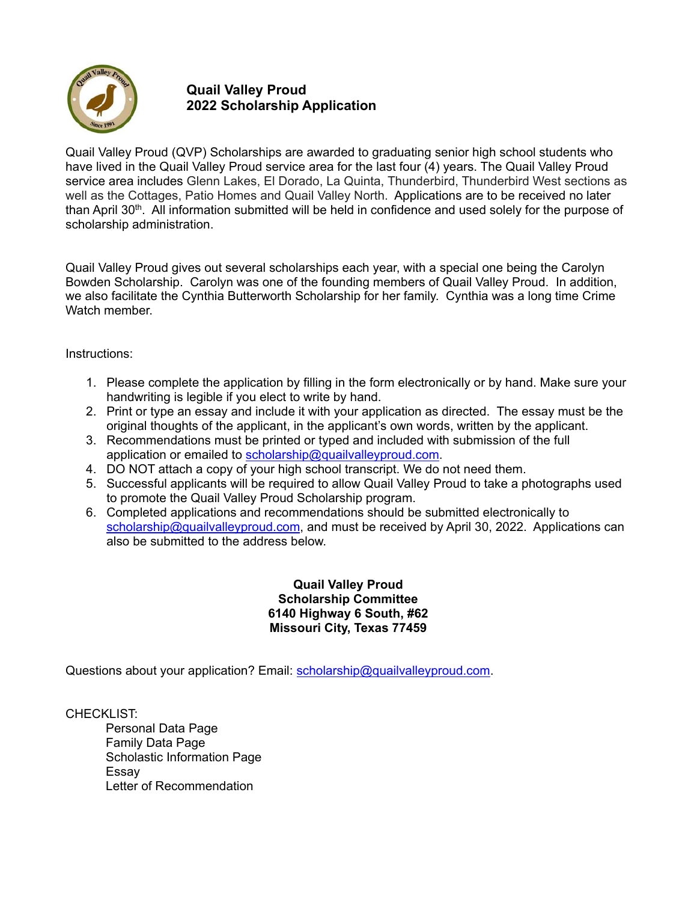# Quail Valley Proud
## 2022 Scholarship Application

Quail Valley Proud (QVP) Scholarships are awarded to graduating senior high school students who have lived in the Quail Valley Proud service area for the last four (4) years. The Quail Valley Proud service area includes Glenn Lakes, El Dorado, La Quinta, Thunderbird, Thunderbird West sections as well as the Cottages, Patio Homes and Quail Valley North. Applications are to be received no later than April 30th. All information submitted will be held in confidence and used solely for the purpose of scholarship administration.

Quail Valley Proud gives out several scholarships each year, with a special one being the Carolyn Bowden Scholarship. Carolyn was one of the founding members of Quail Valley Proud. In addition, we also facilitate the Cynthia Butterworth Scholarship for her family. Cynthia was a long time Crime Watch member.

Instructions:

1. Please complete the application by filling in the form electronically or by hand. Make sure your handwriting is legible if you elect to write by hand.
2. Print or type an essay and include it with your application as directed. The essay must be the original thoughts of the applicant, in the applicant's own words, written by the applicant.
3. Recommendations must be printed or typed and included with submission of the full application or emailed to scholarship@quailvalleyproud.com.
4. DO NOT attach a copy of your high school transcript. We do not need them.
5. Successful applicants will be required to allow Quail Valley Proud to take a photographs used to promote the Quail Valley Proud Scholarship program.
6. Completed applications and recommendations should be submitted electronically to scholarship@quailvalleyproud.com, and must be received by April 30, 2022. Applications can also be submitted to the address below.

**Quail Valley Proud**
**Scholarship Committee**
**6140 Highway 6 South, #62**
**Missouri City, Texas 77459**

Questions about your application? Email: scholarship@quailvalleyproud.com.

CHECKLIST:

- Personal Data Page
- Family Data Page
- Scholastic Information Page
- Essay
- Letter of Recommendation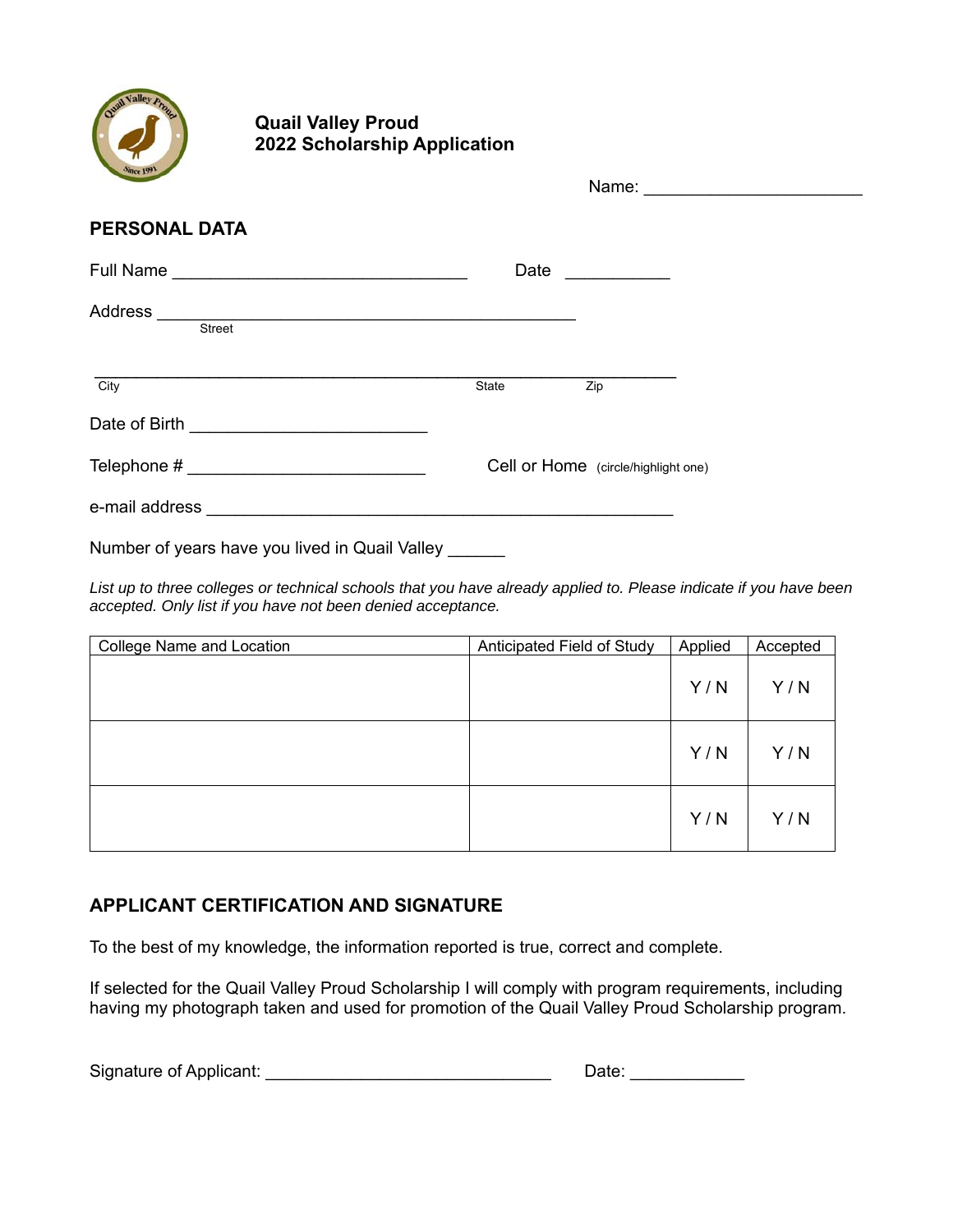## Quail Valley Proud
## 2022 Scholarship Application

Name: ______________________

### PERSONAL DATA

Full Name ______________________________ Date __________

Address ___________________________________________
Street

___________________________________________________________
City State Zip

Date of Birth ________________________

Telephone # ________________________ Cell or Home (circle/highlight one)

e-mail address ________________________________________________

Number of years have you lived in Quail Valley ______

*List up to three colleges or technical schools that you have already applied to. Please indicate if you have been accepted. Only list if you have not been denied acceptance.*

| College Name and Location | Anticipated Field of Study | Applied | Accepted |
|---|---|---|---|
| | | Y / N | Y / N |
| | | Y / N | Y / N |
| | | Y / N | Y / N |

### APPLICANT CERTIFICATION AND SIGNATURE

To the best of my knowledge, the information reported is true, correct and complete.

If selected for the Quail Valley Proud Scholarship I will comply with program requirements, including having my photograph taken and used for promotion of the Quail Valley Proud Scholarship program.

Signature of Applicant: _____________________________ Date: ___________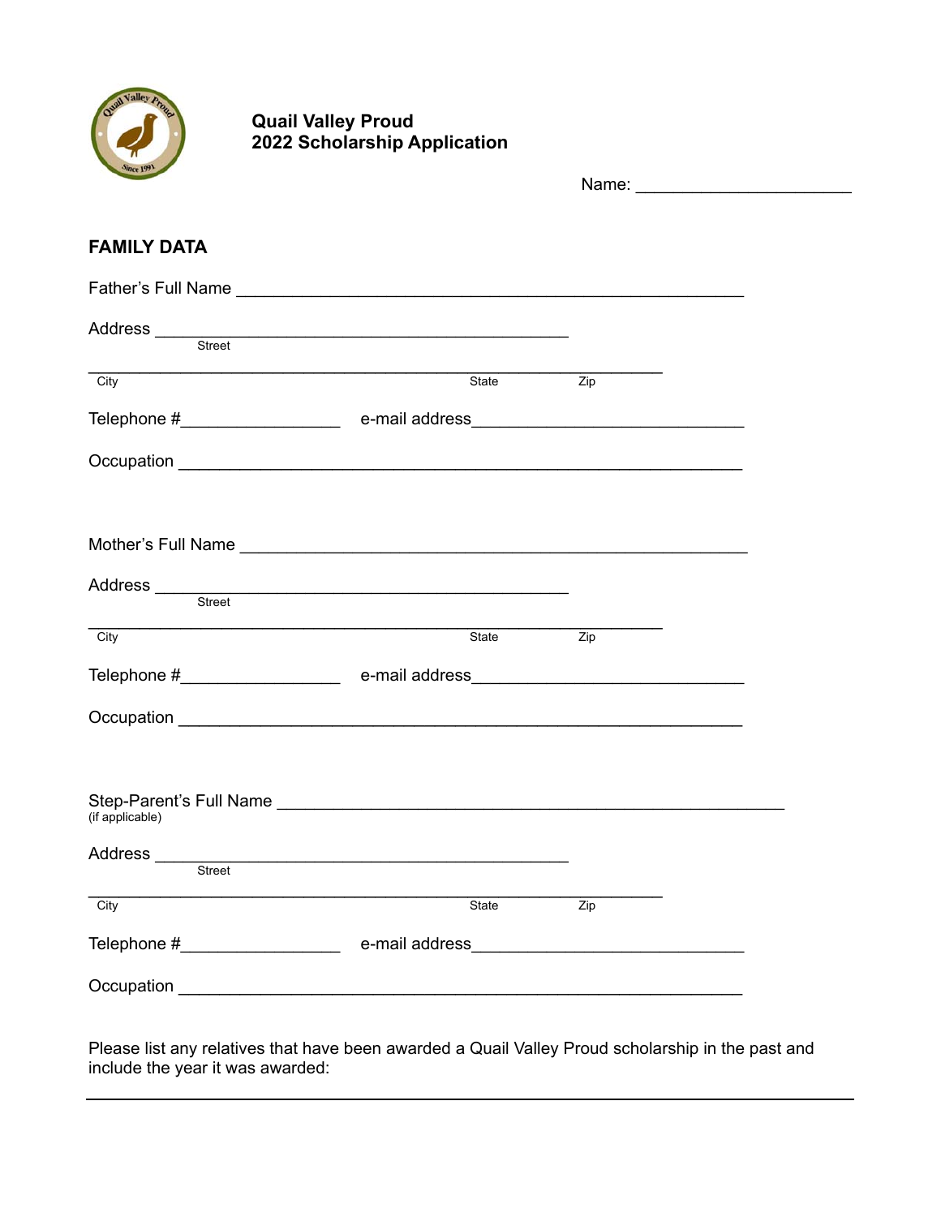**Quail Valley Proud**
**2022 Scholarship Application**

Name: ______________________

## FAMILY DATA

Father's Full Name ________________________________________________

Address ________________________________________
Street

______________________________________________________________
City State Zip

Telephone #________________ e-mail address___________________________

Occupation _______________________________________________________

Mother's Full Name ________________________________________________

Address ________________________________________
Street

______________________________________________________________
City State Zip

Telephone #________________ e-mail address___________________________

Occupation _______________________________________________________

Step-Parent's Full Name ________________________________________________
(if applicable)

Address ________________________________________
Street

______________________________________________________________
City State Zip

Telephone #________________ e-mail address___________________________

Occupation _______________________________________________________

Please list any relatives that have been awarded a Quail Valley Proud scholarship in the past and include the year it was awarded:

______________________________________________________________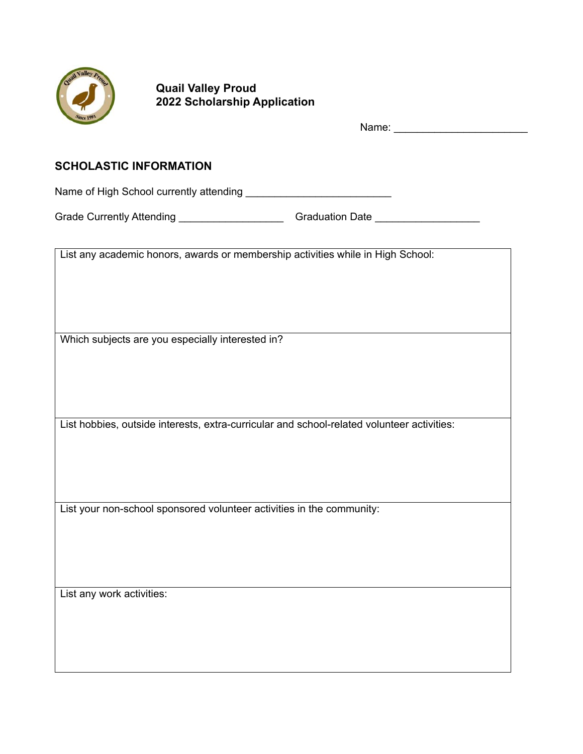**Quail Valley Proud**
**2022 Scholarship Application**

Name: ______________________

## SCHOLASTIC INFORMATION

Name of High School currently attending ________________________

Grade Currently Attending _________________ Graduation Date _________________

| List any academic honors, awards or membership activities while in High School: |
|---|
| Which subjects are you especially interested in? |
| List hobbies, outside interests, extra-curricular and school-related volunteer activities: |
| List your non-school sponsored volunteer activities in the community: |
| List any work activities: |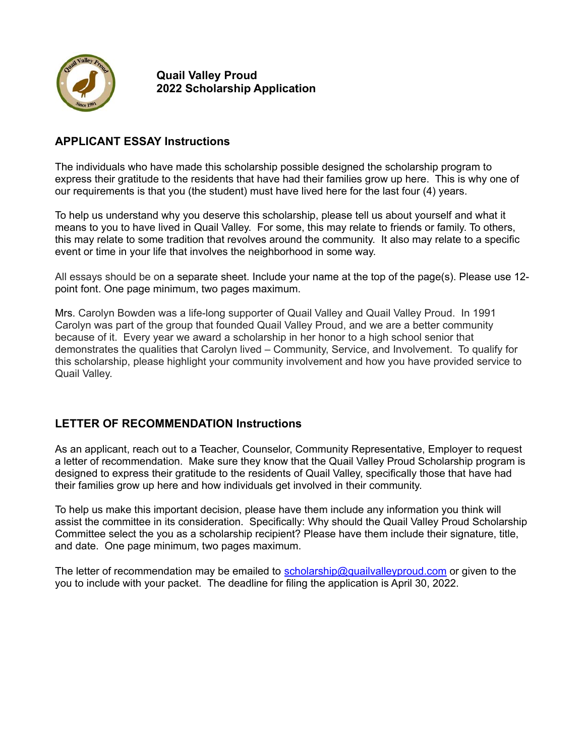**Quail Valley Proud**
**2022 Scholarship Application**

## APPLICANT ESSAY Instructions

The individuals who have made this scholarship possible designed the scholarship program to express their gratitude to the residents that have had their families grow up here. This is why one of our requirements is that you (the student) must have lived here for the last four (4) years.

To help us understand why you deserve this scholarship, please tell us about yourself and what it means to you to have lived in Quail Valley. For some, this may relate to friends or family. To others, this may relate to some tradition that revolves around the community. It also may relate to a specific event or time in your life that involves the neighborhood in some way.

All essays should be on a separate sheet. Include your name at the top of the page(s). Please use 12-point font. One page minimum, two pages maximum.

Mrs. Carolyn Bowden was a life-long supporter of Quail Valley and Quail Valley Proud. In 1991 Carolyn was part of the group that founded Quail Valley Proud, and we are a better community because of it. Every year we award a scholarship in her honor to a high school senior that demonstrates the qualities that Carolyn lived – Community, Service, and Involvement. To qualify for this scholarship, please highlight your community involvement and how you have provided service to Quail Valley.

## LETTER OF RECOMMENDATION Instructions

As an applicant, reach out to a Teacher, Counselor, Community Representative, Employer to request a letter of recommendation. Make sure they know that the Quail Valley Proud Scholarship program is designed to express their gratitude to the residents of Quail Valley, specifically those that have had their families grow up here and how individuals get involved in their community.

To help us make this important decision, please have them include any information you think will assist the committee in its consideration. Specifically: Why should the Quail Valley Proud Scholarship Committee select the you as a scholarship recipient? Please have them include their signature, title, and date. One page minimum, two pages maximum.

The letter of recommendation may be emailed to scholarship@quailvalleyproud.com or given to the you to include with your packet. The deadline for filing the application is April 30, 2022.